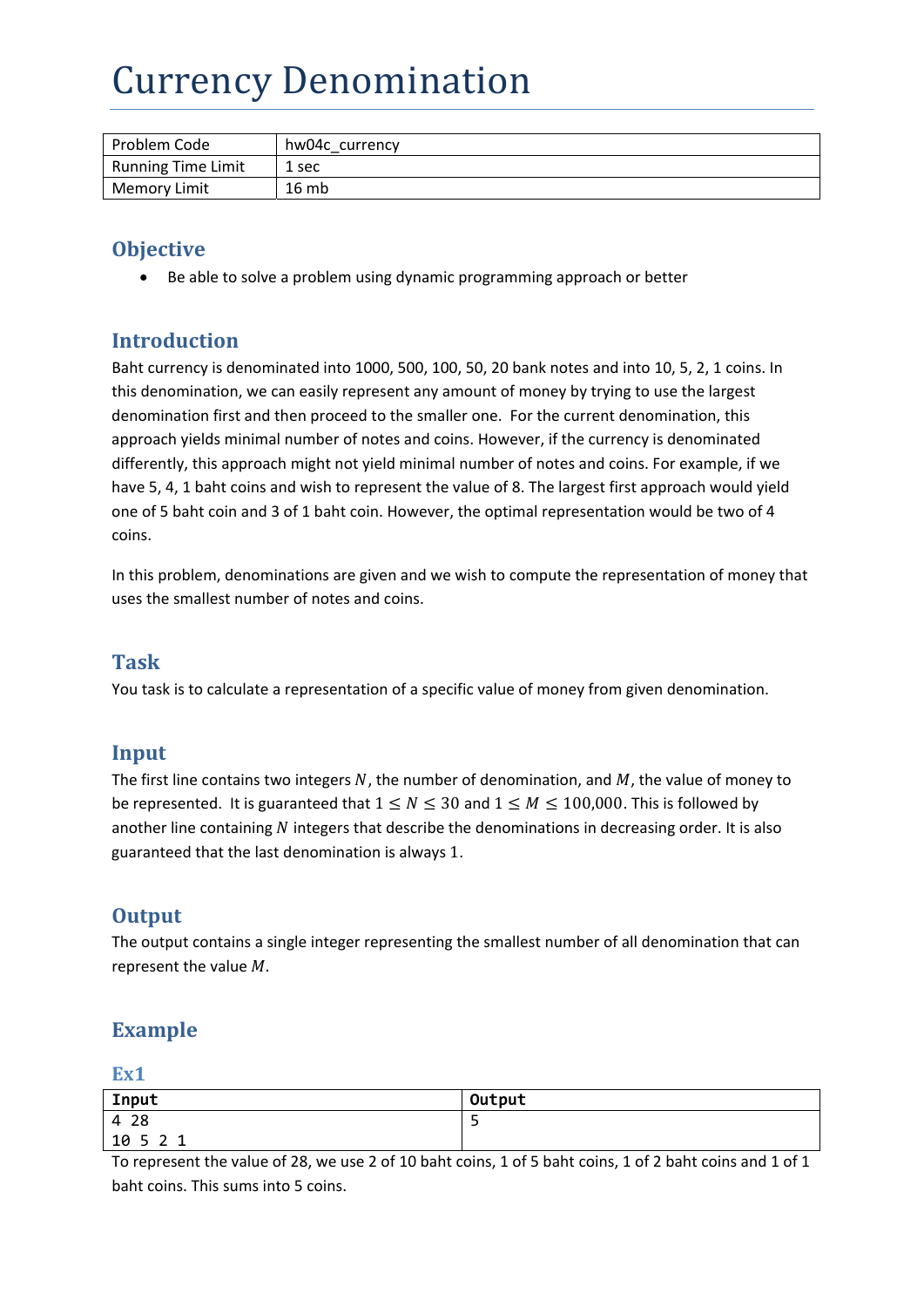# Currency Denomination

| Problem Code | hw04c_currency |
|---|---|
| Running Time Limit | 1 sec |
| Memory Limit | 16 mb |

## Objective

- Be able to solve a problem using dynamic programming approach or better

## Introduction

Baht currency is denominated into 1000, 500, 100, 50, 20 bank notes and into 10, 5, 2, 1 coins. In this denomination, we can easily represent any amount of money by trying to use the largest denomination first and then proceed to the smaller one. For the current denomination, this approach yields minimal number of notes and coins. However, if the currency is denominated differently, this approach might not yield minimal number of notes and coins. For example, if we have 5, 4, 1 baht coins and wish to represent the value of 8. The largest first approach would yield one of 5 baht coin and 3 of 1 baht coin. However, the optimal representation would be two of 4 coins.

In this problem, denominations are given and we wish to compute the representation of money that uses the smallest number of notes and coins.

## Task

You task is to calculate a representation of a specific value of money from given denomination.

## Input

The first line contains two integers $N$, the number of denomination, and $M$, the value of money to be represented. It is guaranteed that $1 \leq N \leq 30$ and $1 \leq M \leq 100{,}000$. This is followed by another line containing $N$ integers that describe the denominations in decreasing order. It is also guaranteed that the last denomination is always $1$.

## Output

The output contains a single integer representing the smallest number of all denomination that can represent the value $M$.

## Example

### Ex1

| Input | Output |
|---|---|
| 4 28<br>10 5 2 1 | 5 |

To represent the value of 28, we use 2 of 10 baht coins, 1 of 5 baht coins, 1 of 2 baht coins and 1 of 1 baht coins. This sums into 5 coins.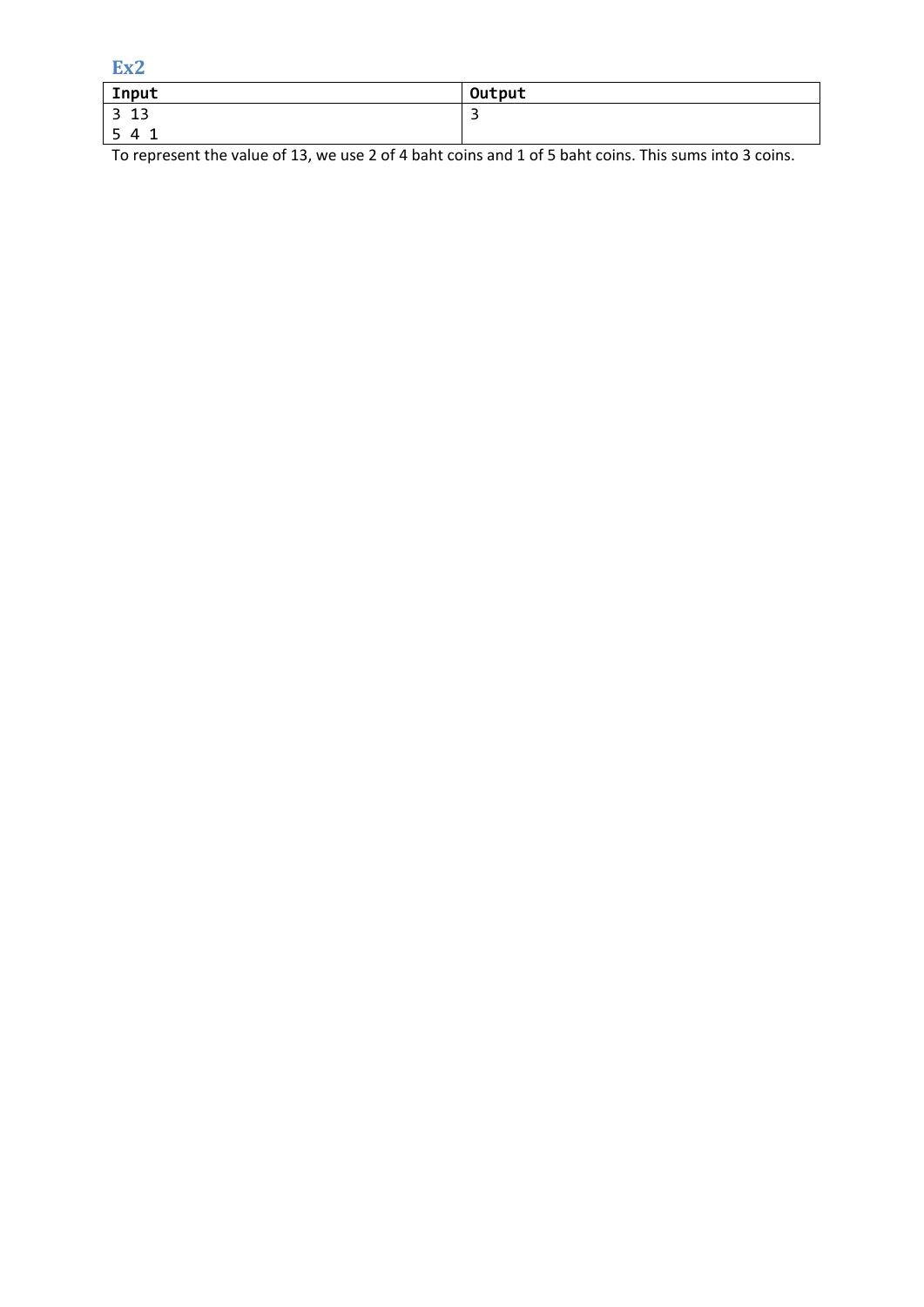### Ex2

| Input | Output |
| --- | --- |
| 3 13<br>5 4 1 | 3 |

To represent the value of 13, we use 2 of 4 baht coins and 1 of 5 baht coins. This sums into 3 coins.